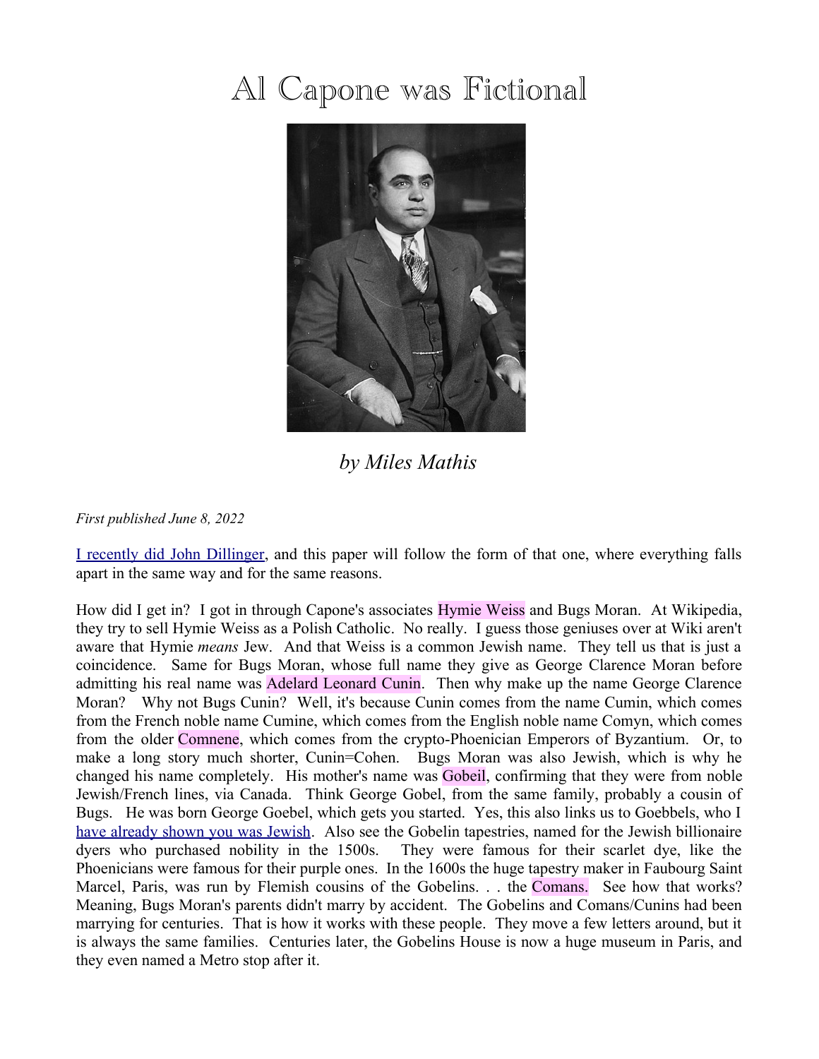# Al Capone was Fictional

*by Miles Mathis*

*First published June 8, 2022*

I recently did John Dillinger, and this paper will follow the form of that one, where everything falls apart in the same way and for the same reasons.

How did I get in? I got in through Capone's associates Hymie Weiss and Bugs Moran. At Wikipedia, they try to sell Hymie Weiss as a Polish Catholic. No really. I guess those geniuses over at Wiki aren't aware that Hymie *means* Jew. And that Weiss is a common Jewish name. They tell us that is just a coincidence. Same for Bugs Moran, whose full name they give as George Clarence Moran before admitting his real name was Adelard Leonard Cunin. Then why make up the name George Clarence Moran? Why not Bugs Cunin? Well, it's because Cunin comes from the name Cumin, which comes from the French noble name Cumine, which comes from the English noble name Comyn, which comes from the older Comnene, which comes from the crypto-Phoenician Emperors of Byzantium. Or, to make a long story much shorter, Cunin=Cohen. Bugs Moran was also Jewish, which is why he changed his name completely. His mother's name was Gobeil, confirming that they were from noble Jewish/French lines, via Canada. Think George Gobel, from the same family, probably a cousin of Bugs. He was born George Goebel, which gets you started. Yes, this also links us to Goebbels, who I have already shown you was Jewish. Also see the Gobelin tapestries, named for the Jewish billionaire dyers who purchased nobility in the 1500s. They were famous for their scarlet dye, like the Phoenicians were famous for their purple ones. In the 1600s the huge tapestry maker in Faubourg Saint Marcel, Paris, was run by Flemish cousins of the Gobelins. . . the Comans. See how that works? Meaning, Bugs Moran's parents didn't marry by accident. The Gobelins and Comans/Cunins had been marrying for centuries. That is how it works with these people. They move a few letters around, but it is always the same families. Centuries later, the Gobelins House is now a huge museum in Paris, and they even named a Metro stop after it.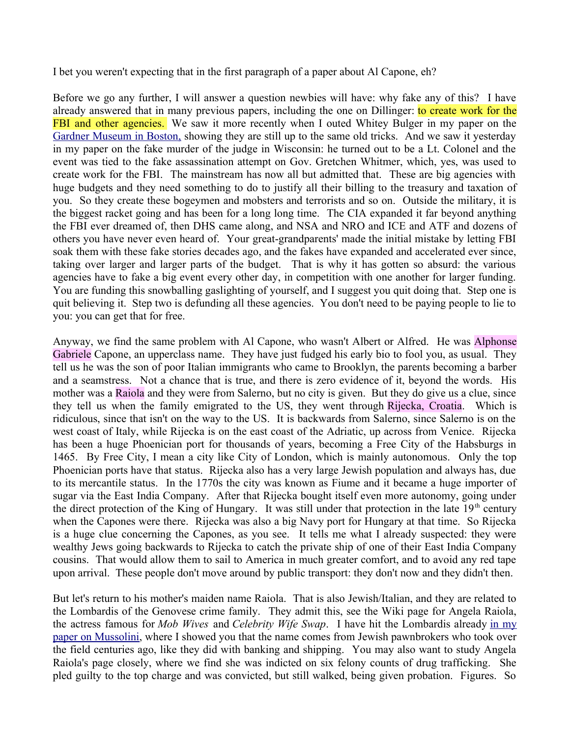I bet you weren't expecting that in the first paragraph of a paper about Al Capone, eh?

Before we go any further, I will answer a question newbies will have: why fake any of this? I have already answered that in many previous papers, including the one on Dillinger: to create work for the FBI and other agencies. We saw it more recently when I outed Whitey Bulger in my paper on the [Gardner Museum in Boston,](#) showing they are still up to the same old tricks. And we saw it yesterday in my paper on the fake murder of the judge in Wisconsin: he turned out to be a Lt. Colonel and the event was tied to the fake assassination attempt on Gov. Gretchen Whitmer, which, yes, was used to create work for the FBI. The mainstream has now all but admitted that. These are big agencies with huge budgets and they need something to do to justify all their billing to the treasury and taxation of you. So they create these bogeymen and mobsters and terrorists and so on. Outside the military, it is the biggest racket going and has been for a long long time. The CIA expanded it far beyond anything the FBI ever dreamed of, then DHS came along, and NSA and NRO and ICE and ATF and dozens of others you have never even heard of. Your great-grandparents' made the initial mistake by letting FBI soak them with these fake stories decades ago, and the fakes have expanded and accelerated ever since, taking over larger and larger parts of the budget. That is why it has gotten so absurd: the various agencies have to fake a big event every other day, in competition with one another for larger funding. You are funding this snowballing gaslighting of yourself, and I suggest you quit doing that. Step one is quit believing it. Step two is defunding all these agencies. You don't need to be paying people to lie to you: you can get that for free.

Anyway, we find the same problem with Al Capone, who wasn't Albert or Alfred. He was Alphonse Gabriele Capone, an upperclass name. They have just fudged his early bio to fool you, as usual. They tell us he was the son of poor Italian immigrants who came to Brooklyn, the parents becoming a barber and a seamstress. Not a chance that is true, and there is zero evidence of it, beyond the words. His mother was a Raiola and they were from Salerno, but no city is given. But they do give us a clue, since they tell us when the family emigrated to the US, they went through Rijecka, Croatia. Which is ridiculous, since that isn't on the way to the US. It is backwards from Salerno, since Salerno is on the west coast of Italy, while Rijecka is on the east coast of the Adriatic, up across from Venice. Rijecka has been a huge Phoenician port for thousands of years, becoming a Free City of the Habsburgs in 1465. By Free City, I mean a city like City of London, which is mainly autonomous. Only the top Phoenician ports have that status. Rijecka also has a very large Jewish population and always has, due to its mercantile status. In the 1770s the city was known as Fiume and it became a huge importer of sugar via the East India Company. After that Rijecka bought itself even more autonomy, going under the direct protection of the King of Hungary. It was still under that protection in the late 19th century when the Capones were there. Rijecka was also a big Navy port for Hungary at that time. So Rijecka is a huge clue concerning the Capones, as you see. It tells me what I already suspected: they were wealthy Jews going backwards to Rijecka to catch the private ship of one of their East India Company cousins. That would allow them to sail to America in much greater comfort, and to avoid any red tape upon arrival. These people don't move around by public transport: they don't now and they didn't then.

But let's return to his mother's maiden name Raiola. That is also Jewish/Italian, and they are related to the Lombardis of the Genovese crime family. They admit this, see the Wiki page for Angela Raiola, the actress famous for *Mob Wives* and *Celebrity Wife Swap*. I have hit the Lombardis already [in my paper on Mussolini,](#) where I showed you that the name comes from Jewish pawnbrokers who took over the field centuries ago, like they did with banking and shipping. You may also want to study Angela Raiola's page closely, where we find she was indicted on six felony counts of drug trafficking. She pled guilty to the top charge and was convicted, but still walked, being given probation. Figures. So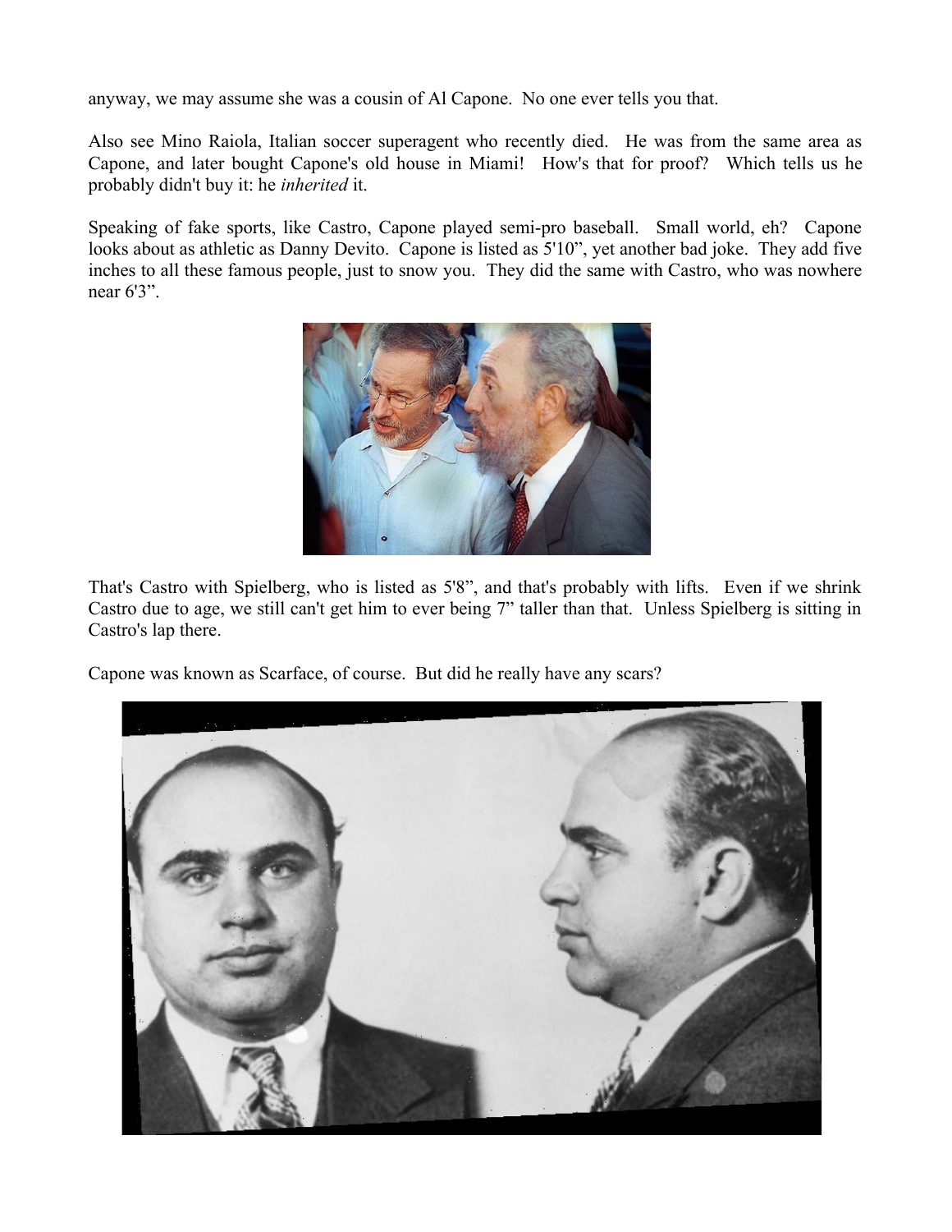anyway, we may assume she was a cousin of Al Capone. No one ever tells you that.

Also see Mino Raiola, Italian soccer superagent who recently died. He was from the same area as Capone, and later bought Capone's old house in Miami! How's that for proof? Which tells us he probably didn't buy it: he *inherited* it.

Speaking of fake sports, like Castro, Capone played semi-pro baseball. Small world, eh? Capone looks about as athletic as Danny Devito. Capone is listed as 5'10”, yet another bad joke. They add five inches to all these famous people, just to snow you. They did the same with Castro, who was nowhere near 6'3”.

That's Castro with Spielberg, who is listed as 5'8”, and that's probably with lifts. Even if we shrink Castro due to age, we still can't get him to ever being 7” taller than that. Unless Spielberg is sitting in Castro's lap there.

Capone was known as Scarface, of course. But did he really have any scars?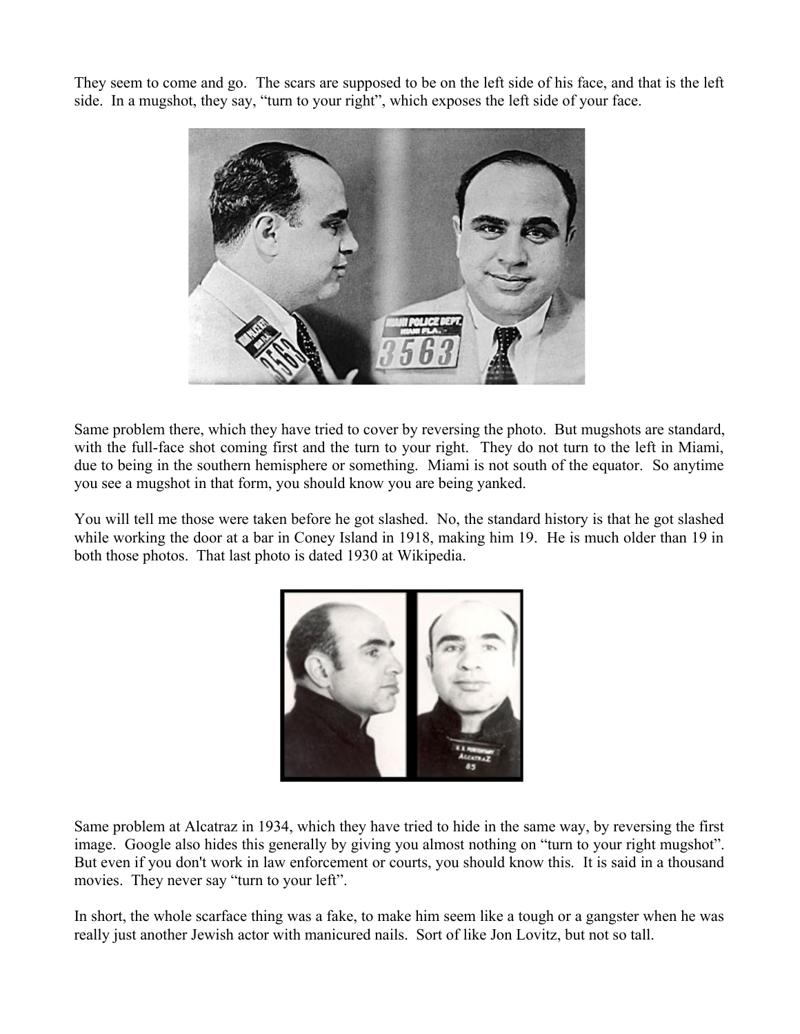They seem to come and go. The scars are supposed to be on the left side of his face, and that is the left side. In a mugshot, they say, "turn to your right", which exposes the left side of your face.

Same problem there, which they have tried to cover by reversing the photo. But mugshots are standard, with the full-face shot coming first and the turn to your right. They do not turn to the left in Miami, due to being in the southern hemisphere or something. Miami is not south of the equator. So anytime you see a mugshot in that form, you should know you are being yanked.

You will tell me those were taken before he got slashed. No, the standard history is that he got slashed while working the door at a bar in Coney Island in 1918, making him 19. He is much older than 19 in both those photos. That last photo is dated 1930 at Wikipedia.

Same problem at Alcatraz in 1934, which they have tried to hide in the same way, by reversing the first image. Google also hides this generally by giving you almost nothing on "turn to your right mugshot". But even if you don't work in law enforcement or courts, you should know this. It is said in a thousand movies. They never say "turn to your left".

In short, the whole scarface thing was a fake, to make him seem like a tough or a gangster when he was really just another Jewish actor with manicured nails. Sort of like Jon Lovitz, but not so tall.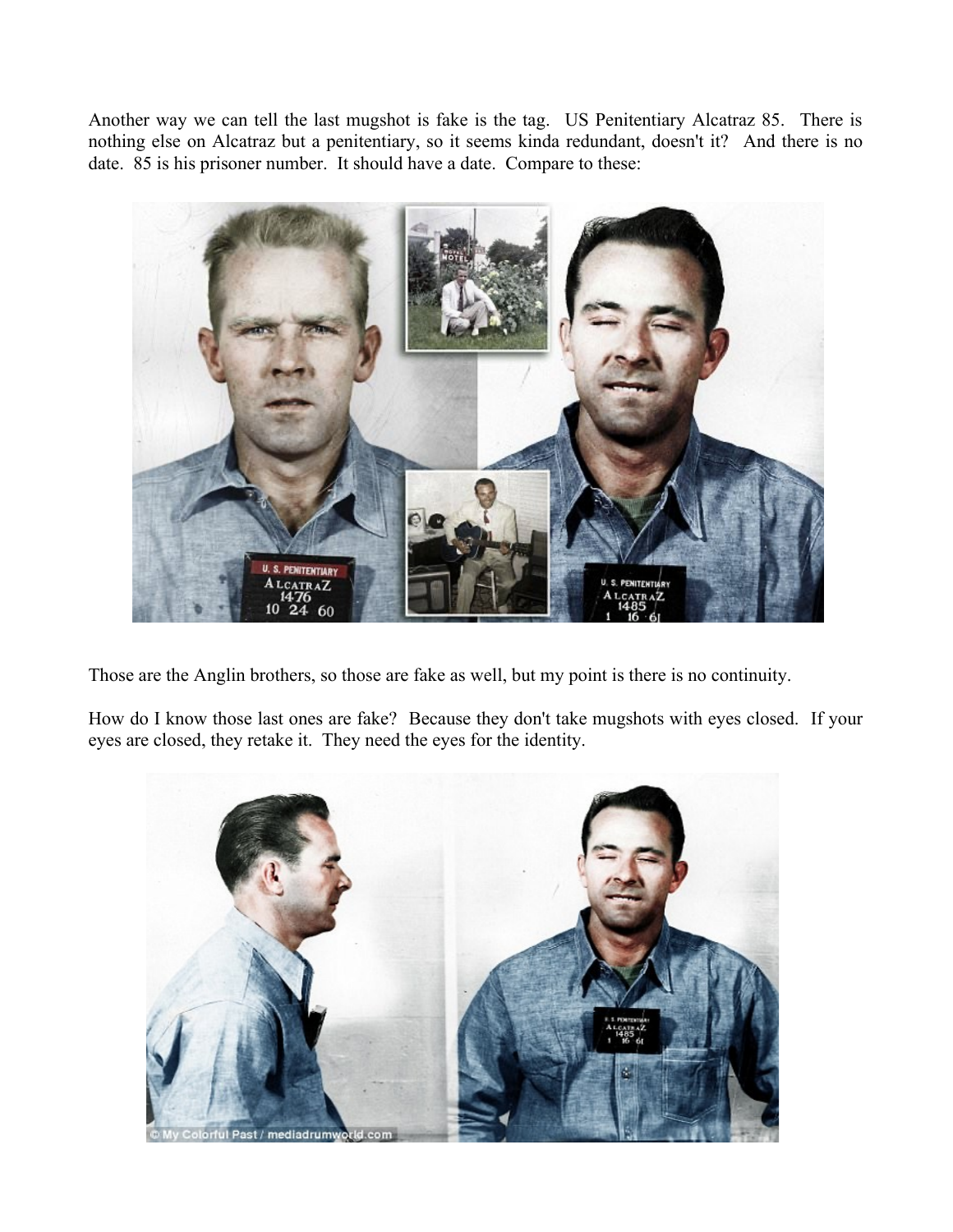Another way we can tell the last mugshot is fake is the tag. US Penitentiary Alcatraz 85. There is nothing else on Alcatraz but a penitentiary, so it seems kinda redundant, doesn't it? And there is no date. 85 is his prisoner number. It should have a date. Compare to these:

Those are the Anglin brothers, so those are fake as well, but my point is there is no continuity.

How do I know those last ones are fake? Because they don't take mugshots with eyes closed. If your eyes are closed, they retake it. They need the eyes for the identity.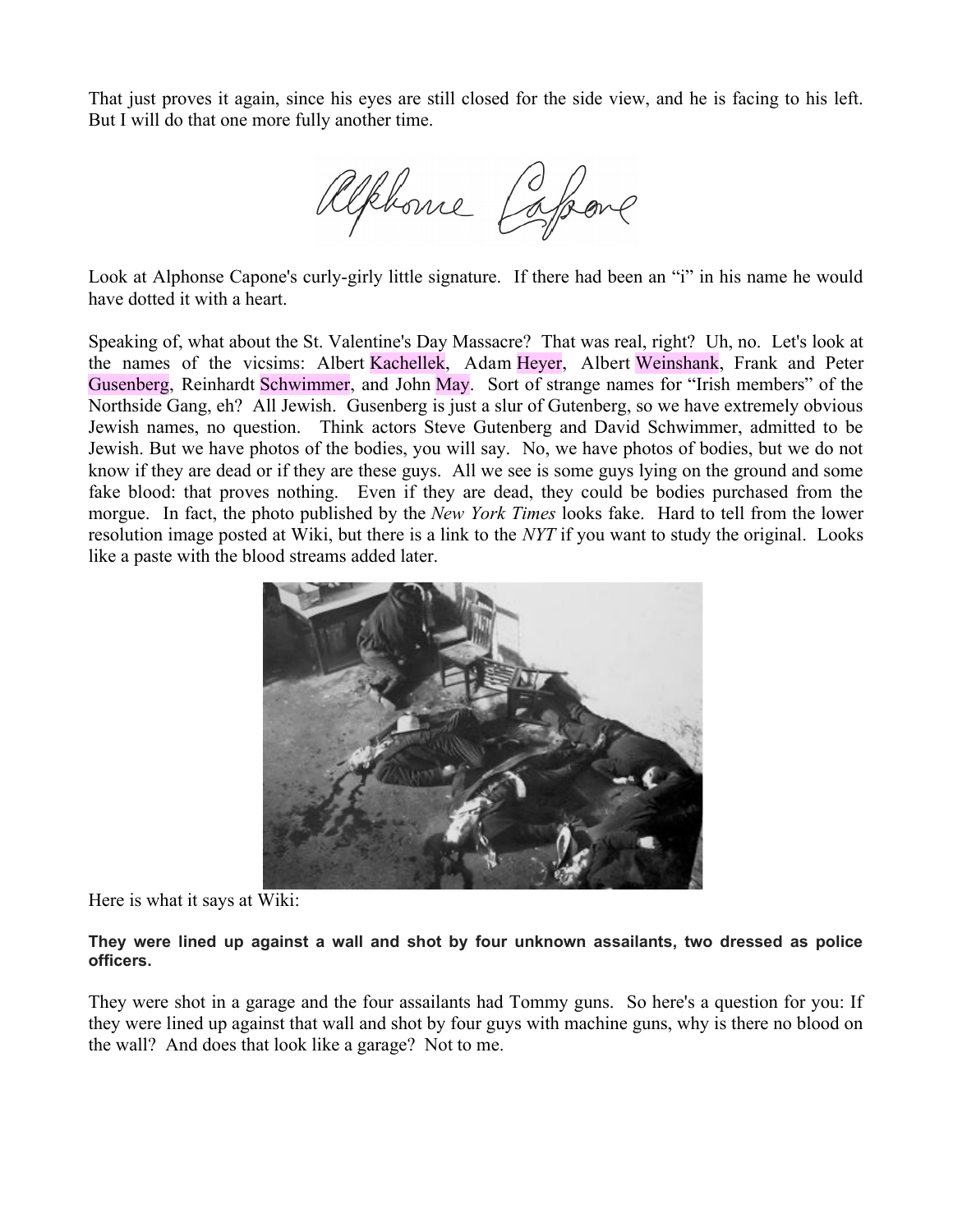That just proves it again, since his eyes are still closed for the side view, and he is facing to his left. But I will do that one more fully another time.

Look at Alphonse Capone's curly-girly little signature. If there had been an "i" in his name he would have dotted it with a heart.

Speaking of, what about the St. Valentine's Day Massacre? That was real, right? Uh, no. Let's look at the names of the vicsims: Albert Kachellek, Adam Heyer, Albert Weinshank, Frank and Peter Gusenberg, Reinhardt Schwimmer, and John May. Sort of strange names for "Irish members" of the Northside Gang, eh? All Jewish. Gusenberg is just a slur of Gutenberg, so we have extremely obvious Jewish names, no question. Think actors Steve Gutenberg and David Schwimmer, admitted to be Jewish. But we have photos of the bodies, you will say. No, we have photos of bodies, but we do not know if they are dead or if they are these guys. All we see is some guys lying on the ground and some fake blood: that proves nothing. Even if they are dead, they could be bodies purchased from the morgue. In fact, the photo published by the *New York Times* looks fake. Hard to tell from the lower resolution image posted at Wiki, but there is a link to the *NYT* if you want to study the original. Looks like a paste with the blood streams added later.

Here is what it says at Wiki:

**They were lined up against a wall and shot by four unknown assailants, two dressed as police officers.**

They were shot in a garage and the four assailants had Tommy guns. So here's a question for you: If they were lined up against that wall and shot by four guys with machine guns, why is there no blood on the wall? And does that look like a garage? Not to me.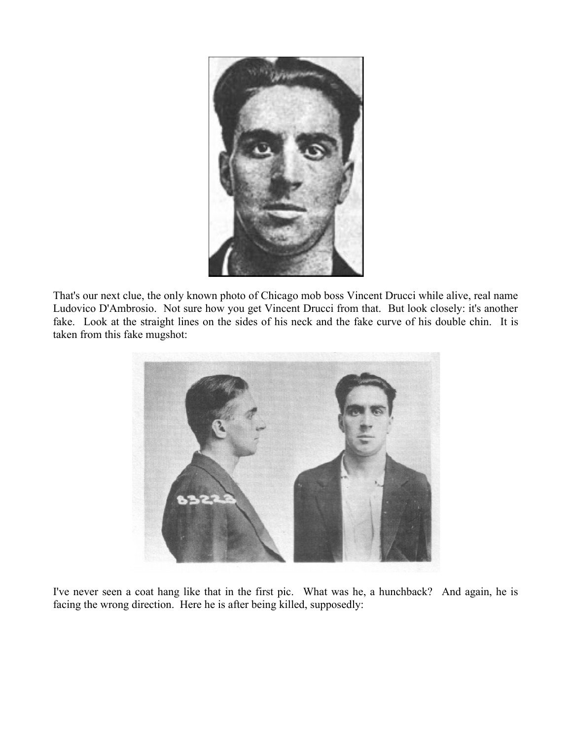That's our next clue, the only known photo of Chicago mob boss Vincent Drucci while alive, real name Ludovico D'Ambrosio. Not sure how you get Vincent Drucci from that. But look closely: it's another fake. Look at the straight lines on the sides of his neck and the fake curve of his double chin. It is taken from this fake mugshot:

I've never seen a coat hang like that in the first pic. What was he, a hunchback? And again, he is facing the wrong direction. Here he is after being killed, supposedly: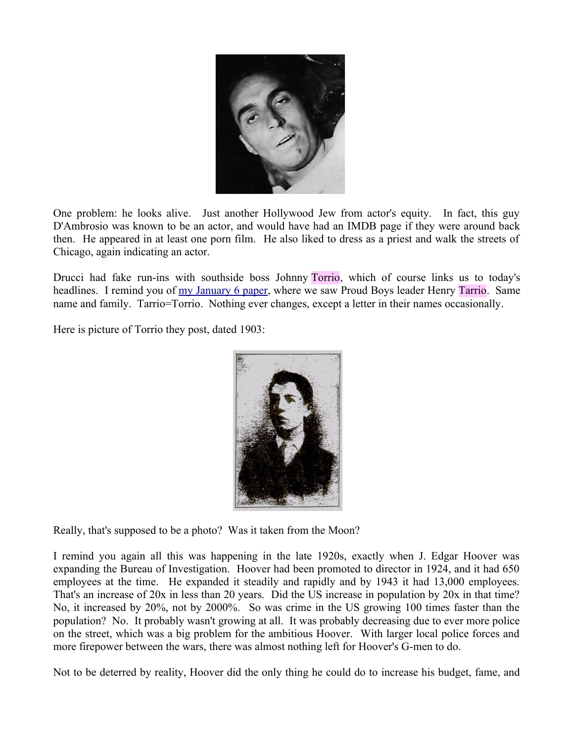One problem: he looks alive. Just another Hollywood Jew from actor's equity. In fact, this guy D'Ambrosio was known to be an actor, and would have had an IMDB page if they were around back then. He appeared in at least one porn film. He also liked to dress as a priest and walk the streets of Chicago, again indicating an actor.

Drucci had fake run-ins with southside boss Johnny Torrio, which of course links us to today's headlines. I remind you of [my January 6 paper](), where we saw Proud Boys leader Henry Tarrio. Same name and family. Tarrio=Torrio. Nothing ever changes, except a letter in their names occasionally.

Here is picture of Torrio they post, dated 1903:

Really, that's supposed to be a photo? Was it taken from the Moon?

I remind you again all this was happening in the late 1920s, exactly when J. Edgar Hoover was expanding the Bureau of Investigation. Hoover had been promoted to director in 1924, and it had 650 employees at the time. He expanded it steadily and rapidly and by 1943 it had 13,000 employees. That's an increase of 20x in less than 20 years. Did the US increase in population by 20x in that time? No, it increased by 20%, not by 2000%. So was crime in the US growing 100 times faster than the population? No. It probably wasn't growing at all. It was probably decreasing due to ever more police on the street, which was a big problem for the ambitious Hoover. With larger local police forces and more firepower between the wars, there was almost nothing left for Hoover's G-men to do.

Not to be deterred by reality, Hoover did the only thing he could do to increase his budget, fame, and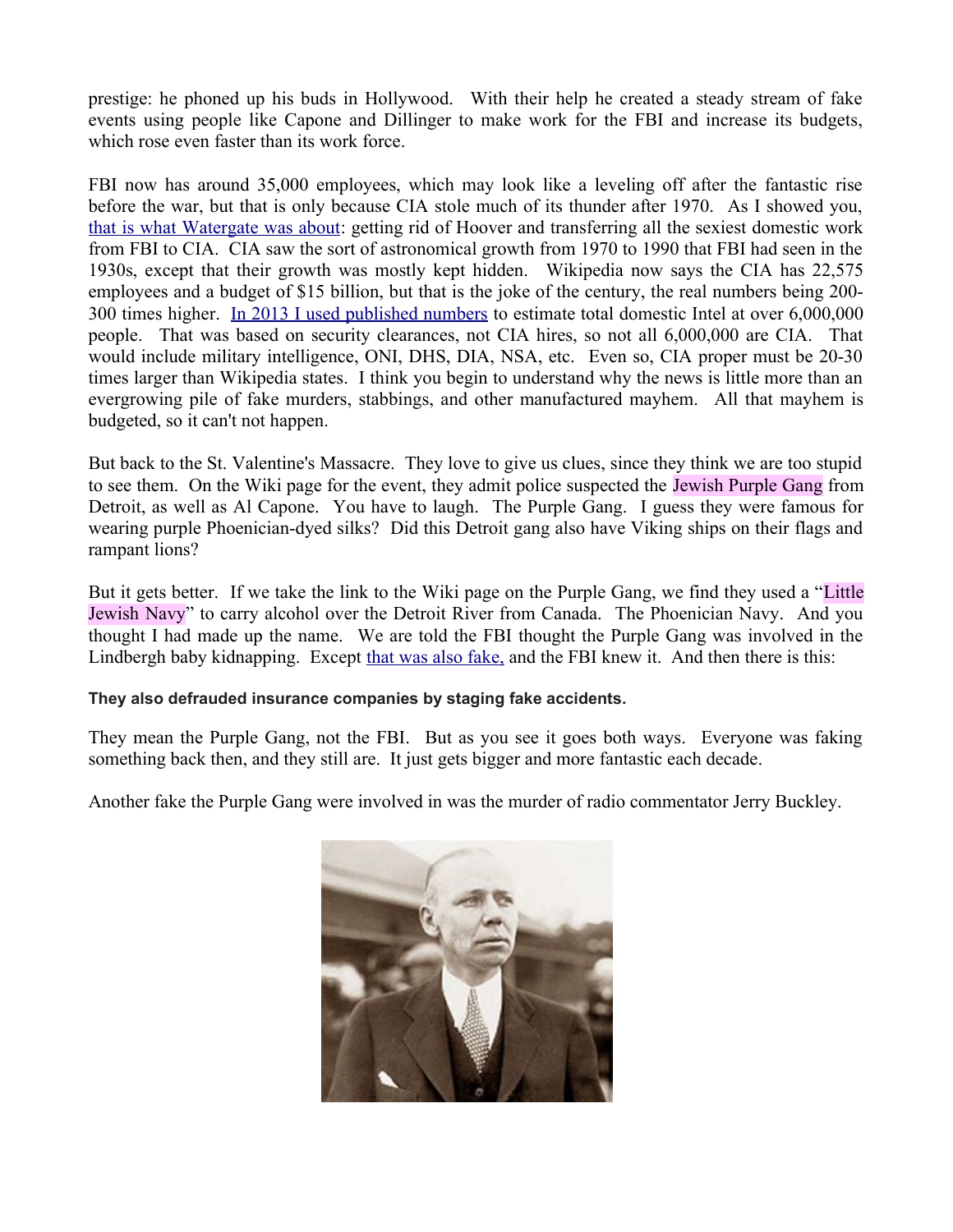prestige: he phoned up his buds in Hollywood. With their help he created a steady stream of fake events using people like Capone and Dillinger to make work for the FBI and increase its budgets, which rose even faster than its work force.

FBI now has around 35,000 employees, which may look like a leveling off after the fantastic rise before the war, but that is only because CIA stole much of its thunder after 1970. As I showed you, [that is what Watergate was about](): getting rid of Hoover and transferring all the sexiest domestic work from FBI to CIA. CIA saw the sort of astronomical growth from 1970 to 1990 that FBI had seen in the 1930s, except that their growth was mostly kept hidden. Wikipedia now says the CIA has 22,575 employees and a budget of $15 billion, but that is the joke of the century, the real numbers being 200-300 times higher. [In 2013 I used published numbers]() to estimate total domestic Intel at over 6,000,000 people. That was based on security clearances, not CIA hires, so not all 6,000,000 are CIA. That would include military intelligence, ONI, DHS, DIA, NSA, etc. Even so, CIA proper must be 20-30 times larger than Wikipedia states. I think you begin to understand why the news is little more than an evergrowing pile of fake murders, stabbings, and other manufactured mayhem. All that mayhem is budgeted, so it can't not happen.

But back to the St. Valentine's Massacre. They love to give us clues, since they think we are too stupid to see them. On the Wiki page for the event, they admit police suspected the Jewish Purple Gang from Detroit, as well as Al Capone. You have to laugh. The Purple Gang. I guess they were famous for wearing purple Phoenician-dyed silks? Did this Detroit gang also have Viking ships on their flags and rampant lions?

But it gets better. If we take the link to the Wiki page on the Purple Gang, we find they used a "Little Jewish Navy" to carry alcohol over the Detroit River from Canada. The Phoenician Navy. And you thought I had made up the name. We are told the FBI thought the Purple Gang was involved in the Lindbergh baby kidnapping. Except [that was also fake,]() and the FBI knew it. And then there is this:

**They also defrauded insurance companies by staging fake accidents.**

They mean the Purple Gang, not the FBI. But as you see it goes both ways. Everyone was faking something back then, and they still are. It just gets bigger and more fantastic each decade.

Another fake the Purple Gang were involved in was the murder of radio commentator Jerry Buckley.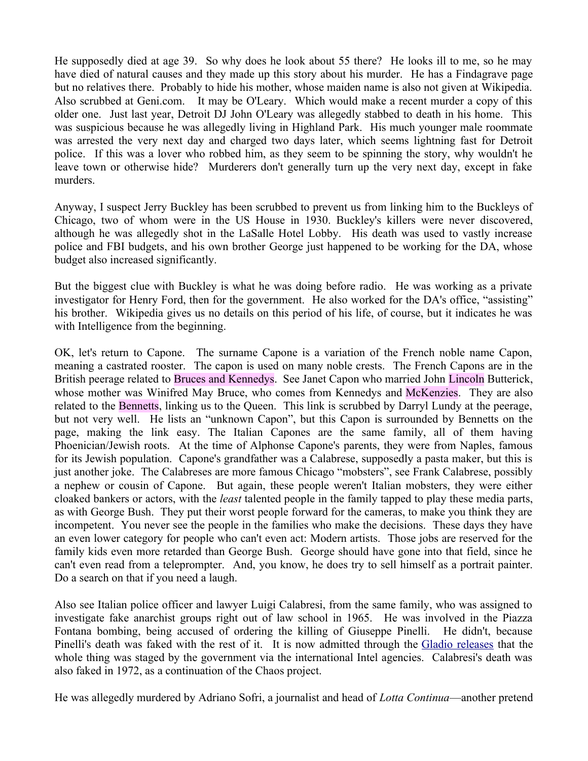He supposedly died at age 39. So why does he look about 55 there? He looks ill to me, so he may have died of natural causes and they made up this story about his murder. He has a Findagrave page but no relatives there. Probably to hide his mother, whose maiden name is also not given at Wikipedia. Also scrubbed at Geni.com. It may be O'Leary. Which would make a recent murder a copy of this older one. Just last year, Detroit DJ John O'Leary was allegedly stabbed to death in his home. This was suspicious because he was allegedly living in Highland Park. His much younger male roommate was arrested the very next day and charged two days later, which seems lightning fast for Detroit police. If this was a lover who robbed him, as they seem to be spinning the story, why wouldn't he leave town or otherwise hide? Murderers don't generally turn up the very next day, except in fake murders.

Anyway, I suspect Jerry Buckley has been scrubbed to prevent us from linking him to the Buckleys of Chicago, two of whom were in the US House in 1930. Buckley's killers were never discovered, although he was allegedly shot in the LaSalle Hotel Lobby. His death was used to vastly increase police and FBI budgets, and his own brother George just happened to be working for the DA, whose budget also increased significantly.

But the biggest clue with Buckley is what he was doing before radio. He was working as a private investigator for Henry Ford, then for the government. He also worked for the DA's office, "assisting" his brother. Wikipedia gives us no details on this period of his life, of course, but it indicates he was with Intelligence from the beginning.

OK, let's return to Capone. The surname Capone is a variation of the French noble name Capon, meaning a castrated rooster. The capon is used on many noble crests. The French Capons are in the British peerage related to Bruces and Kennedys. See Janet Capon who married John Lincoln Butterick, whose mother was Winifred May Bruce, who comes from Kennedys and McKenzies. They are also related to the Bennetts, linking us to the Queen. This link is scrubbed by Darryl Lundy at the peerage, but not very well. He lists an "unknown Capon", but this Capon is surrounded by Bennetts on the page, making the link easy. The Italian Capones are the same family, all of them having Phoenician/Jewish roots. At the time of Alphonse Capone's parents, they were from Naples, famous for its Jewish population. Capone's grandfather was a Calabrese, supposedly a pasta maker, but this is just another joke. The Calabreses are more famous Chicago "mobsters", see Frank Calabrese, possibly a nephew or cousin of Capone. But again, these people weren't Italian mobsters, they were either cloaked bankers or actors, with the *least* talented people in the family tapped to play these media parts, as with George Bush. They put their worst people forward for the cameras, to make you think they are incompetent. You never see the people in the families who make the decisions. These days they have an even lower category for people who can't even act: Modern artists. Those jobs are reserved for the family kids even more retarded than George Bush. George should have gone into that field, since he can't even read from a teleprompter. And, you know, he does try to sell himself as a portrait painter. Do a search on that if you need a laugh.

Also see Italian police officer and lawyer Luigi Calabresi, from the same family, who was assigned to investigate fake anarchist groups right out of law school in 1965. He was involved in the Piazza Fontana bombing, being accused of ordering the killing of Giuseppe Pinelli. He didn't, because Pinelli's death was faked with the rest of it. It is now admitted through the Gladio releases that the whole thing was staged by the government via the international Intel agencies. Calabresi's death was also faked in 1972, as a continuation of the Chaos project.

He was allegedly murdered by Adriano Sofri, a journalist and head of *Lotta Continua*—another pretend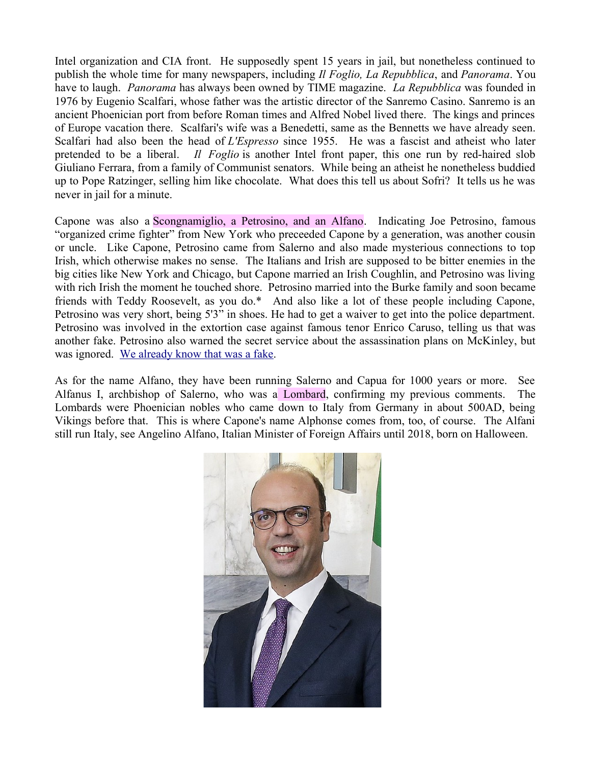Intel organization and CIA front. He supposedly spent 15 years in jail, but nonetheless continued to publish the whole time for many newspapers, including *Il Foglio, La Repubblica*, and *Panorama*. You have to laugh. *Panorama* has always been owned by TIME magazine. *La Repubblica* was founded in 1976 by Eugenio Scalfari, whose father was the artistic director of the Sanremo Casino. Sanremo is an ancient Phoenician port from before Roman times and Alfred Nobel lived there. The kings and princes of Europe vacation there. Scalfari's wife was a Benedetti, same as the Bennetts we have already seen. Scalfari had also been the head of *L'Espresso* since 1955. He was a fascist and atheist who later pretended to be a liberal. *Il Foglio* is another Intel front paper, this one run by red-haired slob Giuliano Ferrara, from a family of Communist senators. While being an atheist he nonetheless buddied up to Pope Ratzinger, selling him like chocolate. What does this tell us about Sofri? It tells us he was never in jail for a minute.

Capone was also a Scongnamiglio, a Petrosino, and an Alfano. Indicating Joe Petrosino, famous "organized crime fighter" from New York who preceeded Capone by a generation, was another cousin or uncle. Like Capone, Petrosino came from Salerno and also made mysterious connections to top Irish, which otherwise makes no sense. The Italians and Irish are supposed to be bitter enemies in the big cities like New York and Chicago, but Capone married an Irish Coughlin, and Petrosino was living with rich Irish the moment he touched shore. Petrosino married into the Burke family and soon became friends with Teddy Roosevelt, as you do.* And also like a lot of these people including Capone, Petrosino was very short, being 5'3" in shoes. He had to get a waiver to get into the police department. Petrosino was involved in the extortion case against famous tenor Enrico Caruso, telling us that was another fake. Petrosino also warned the secret service about the assassination plans on McKinley, but was ignored. We already know that was a fake.

As for the name Alfano, they have been running Salerno and Capua for 1000 years or more. See Alfanus I, archbishop of Salerno, who was a Lombard, confirming my previous comments. The Lombards were Phoenician nobles who came down to Italy from Germany in about 500AD, being Vikings before that. This is where Capone's name Alphonse comes from, too, of course. The Alfani still run Italy, see Angelino Alfano, Italian Minister of Foreign Affairs until 2018, born on Halloween.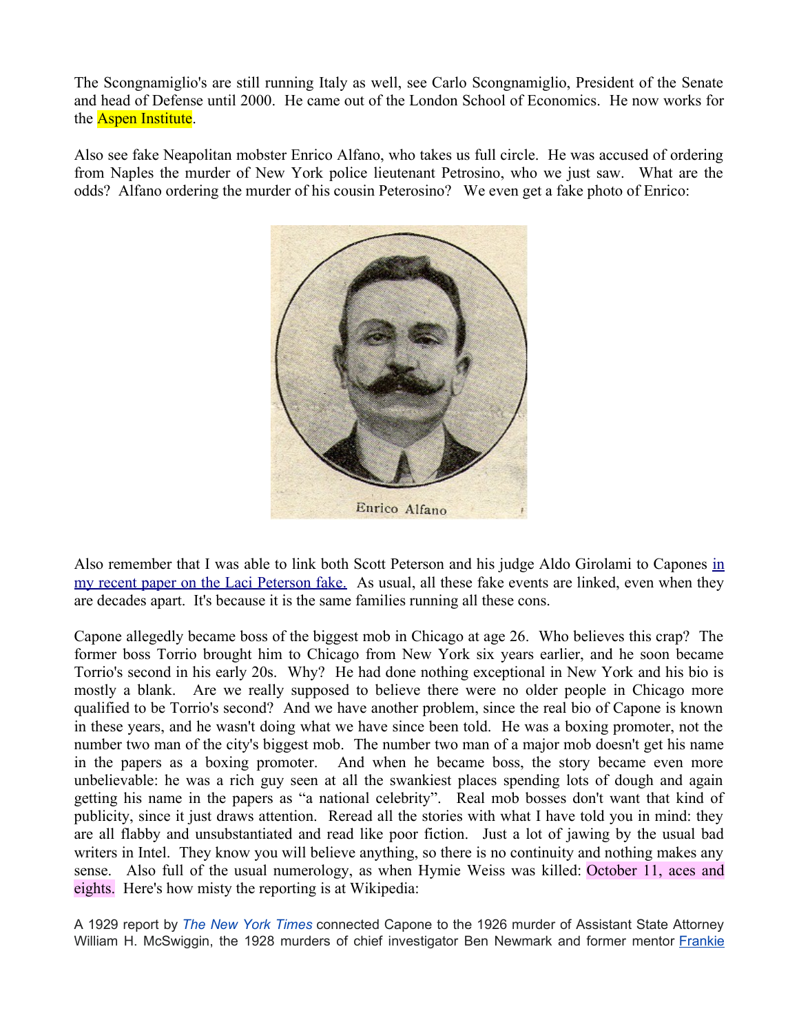The Scongnamiglio's are still running Italy as well, see Carlo Scongnamiglio, President of the Senate and head of Defense until 2000. He came out of the London School of Economics. He now works for the Aspen Institute.

Also see fake Neapolitan mobster Enrico Alfano, who takes us full circle. He was accused of ordering from Naples the murder of New York police lieutenant Petrosino, who we just saw. What are the odds? Alfano ordering the murder of his cousin Peterosino? We even get a fake photo of Enrico:

Enrico Alfano

Also remember that I was able to link both Scott Peterson and his judge Aldo Girolami to Capones [in my recent paper on the Laci Peterson fake.](#) As usual, all these fake events are linked, even when they are decades apart. It's because it is the same families running all these cons.

Capone allegedly became boss of the biggest mob in Chicago at age 26. Who believes this crap? The former boss Torrio brought him to Chicago from New York six years earlier, and he soon became Torrio's second in his early 20s. Why? He had done nothing exceptional in New York and his bio is mostly a blank. Are we really supposed to believe there were no older people in Chicago more qualified to be Torrio's second? And we have another problem, since the real bio of Capone is known in these years, and he wasn't doing what we have since been told. He was a boxing promoter, not the number two man of the city's biggest mob. The number two man of a major mob doesn't get his name in the papers as a boxing promoter. And when he became boss, the story became even more unbelievable: he was a rich guy seen at all the swankiest places spending lots of dough and again getting his name in the papers as "a national celebrity". Real mob bosses don't want that kind of publicity, since it just draws attention. Reread all the stories with what I have told you in mind: they are all flabby and unsubstantiated and read like poor fiction. Just a lot of jawing by the usual bad writers in Intel. They know you will believe anything, so there is no continuity and nothing makes any sense. Also full of the usual numerology, as when Hymie Weiss was killed: October 11, aces and eights. Here's how misty the reporting is at Wikipedia:

A 1929 report by *The New York Times* connected Capone to the 1926 murder of Assistant State Attorney William H. McSwiggin, the 1928 murders of chief investigator Ben Newmark and former mentor Frankie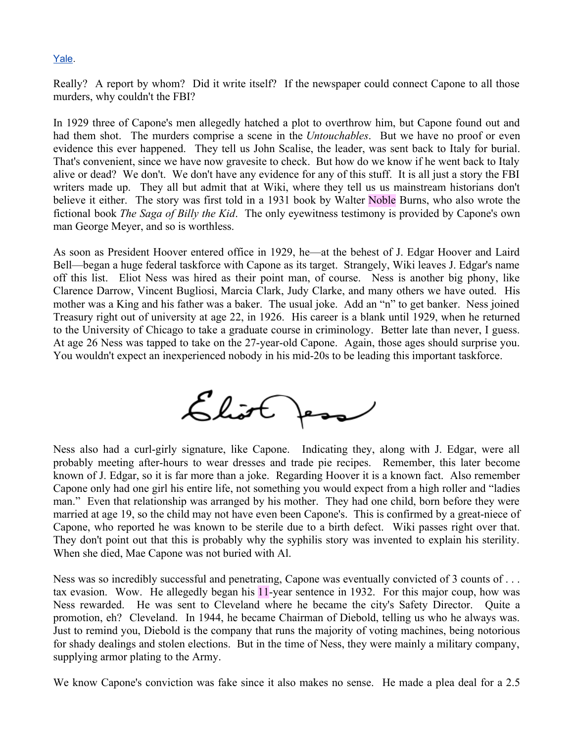Yale.

Really? A report by whom? Did it write itself? If the newspaper could connect Capone to all those murders, why couldn't the FBI?

In 1929 three of Capone's men allegedly hatched a plot to overthrow him, but Capone found out and had them shot. The murders comprise a scene in the *Untouchables*. But we have no proof or even evidence this ever happened. They tell us John Scalise, the leader, was sent back to Italy for burial. That's convenient, since we have now gravesite to check. But how do we know if he went back to Italy alive or dead? We don't. We don't have any evidence for any of this stuff. It is all just a story the FBI writers made up. They all but admit that at Wiki, where they tell us us mainstream historians don't believe it either. The story was first told in a 1931 book by Walter Noble Burns, who also wrote the fictional book *The Saga of Billy the Kid*. The only eyewitness testimony is provided by Capone's own man George Meyer, and so is worthless.

As soon as President Hoover entered office in 1929, he—at the behest of J. Edgar Hoover and Laird Bell—began a huge federal taskforce with Capone as its target. Strangely, Wiki leaves J. Edgar's name off this list. Eliot Ness was hired as their point man, of course. Ness is another big phony, like Clarence Darrow, Vincent Bugliosi, Marcia Clark, Judy Clarke, and many others we have outed. His mother was a King and his father was a baker. The usual joke. Add an "n" to get banker. Ness joined Treasury right out of university at age 22, in 1926. His career is a blank until 1929, when he returned to the University of Chicago to take a graduate course in criminology. Better late than never, I guess. At age 26 Ness was tapped to take on the 27-year-old Capone. Again, those ages should surprise you. You wouldn't expect an inexperienced nobody in his mid-20s to be leading this important taskforce.

Ness also had a curl-girly signature, like Capone. Indicating they, along with J. Edgar, were all probably meeting after-hours to wear dresses and trade pie recipes. Remember, this later become known of J. Edgar, so it is far more than a joke. Regarding Hoover it is a known fact. Also remember Capone only had one girl his entire life, not something you would expect from a high roller and "ladies man." Even that relationship was arranged by his mother. They had one child, born before they were married at age 19, so the child may not have even been Capone's. This is confirmed by a great-niece of Capone, who reported he was known to be sterile due to a birth defect. Wiki passes right over that. They don't point out that this is probably why the syphilis story was invented to explain his sterility. When she died, Mae Capone was not buried with Al.

Ness was so incredibly successful and penetrating, Capone was eventually convicted of 3 counts of . . . tax evasion. Wow. He allegedly began his 11-year sentence in 1932. For this major coup, how was Ness rewarded. He was sent to Cleveland where he became the city's Safety Director. Quite a promotion, eh? Cleveland. In 1944, he became Chairman of Diebold, telling us who he always was. Just to remind you, Diebold is the company that runs the majority of voting machines, being notorious for shady dealings and stolen elections. But in the time of Ness, they were mainly a military company, supplying armor plating to the Army.

We know Capone's conviction was fake since it also makes no sense. He made a plea deal for a 2.5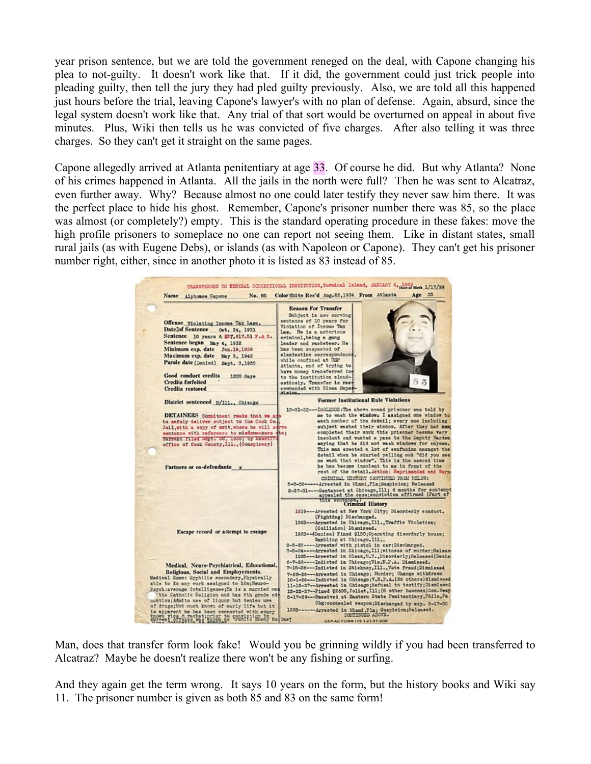year prison sentence, but we are told the government reneged on the deal, with Capone changing his plea to not-guilty. It doesn't work like that. If it did, the government could just trick people into pleading guilty, then tell the jury they had pled guilty previously. Also, we are told all this happened just hours before the trial, leaving Capone's lawyer's with no plan of defense. Again, absurd, since the legal system doesn't work like that. Any trial of that sort would be overturned on appeal in about five minutes. Plus, Wiki then tells us he was convicted of five charges. After also telling it was three charges. So they can't get it straight on the same pages.

Capone allegedly arrived at Atlanta penitentiary at age 33. Of course he did. But why Atlanta? None of his crimes happened in Atlanta. All the jails in the north were full? Then he was sent to Alcatraz, even further away. Why? Because almost no one could later testify they never saw him there. It was the perfect place to hide his ghost. Remember, Capone's prisoner number there was 85, so the place was almost (or completely?) empty. This is the standard operating procedure in these fakes: move the high profile prisoners to someplace no one can report not seeing them. Like in distant states, small rural jails (as with Eugene Debs), or islands (as with Napoleon or Capone). They can't get his prisoner number right, either, since in another photo it is listed as 83 instead of 85.

Man, does that transfer form look fake! Would you be grinning wildly if you had been transferred to Alcatraz? Maybe he doesn't realize there won't be any fishing or surfing.

And they again get the term wrong. It says 10 years on the form, but the history books and Wiki say 11. The prisoner number is given as both 85 and 83 on the same form!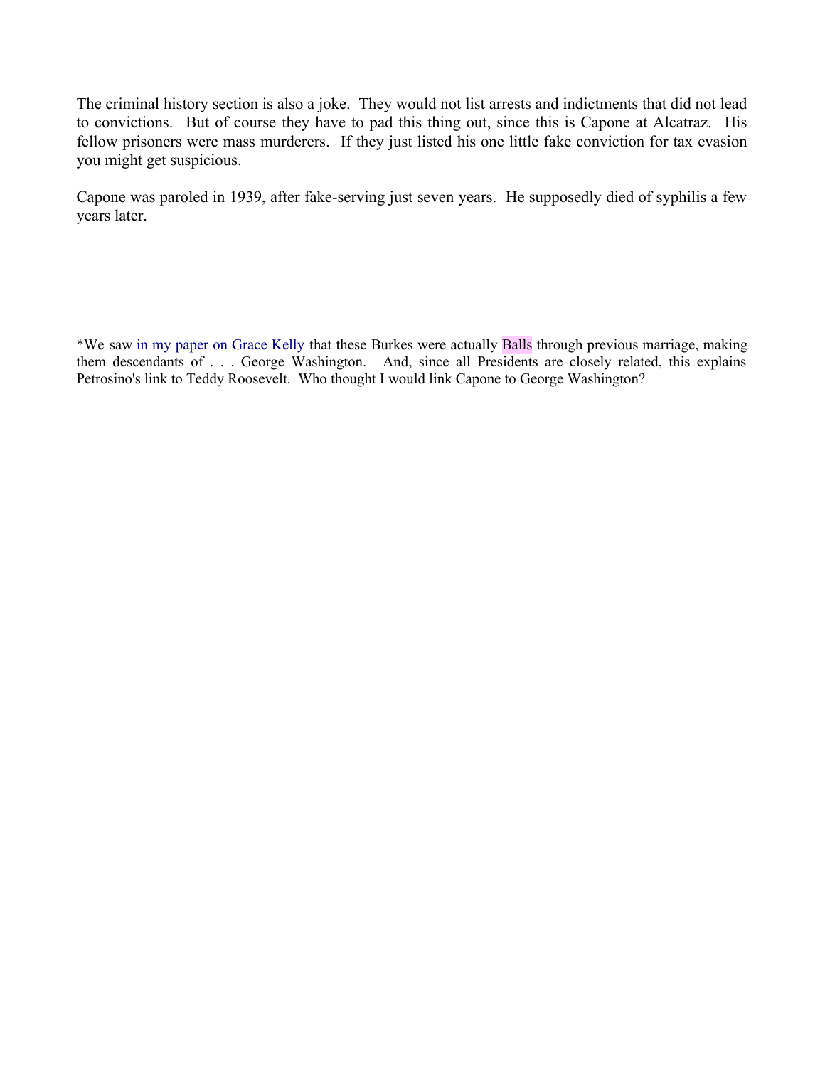The criminal history section is also a joke. They would not list arrests and indictments that did not lead to convictions. But of course they have to pad this thing out, since this is Capone at Alcatraz. His fellow prisoners were mass murderers. If they just listed his one little fake conviction for tax evasion you might get suspicious.

Capone was paroled in 1939, after fake-serving just seven years. He supposedly died of syphilis a few years later.

*We saw in my paper on Grace Kelly that these Burkes were actually Balls through previous marriage, making them descendants of . . . George Washington. And, since all Presidents are closely related, this explains Petrosino's link to Teddy Roosevelt. Who thought I would link Capone to George Washington?